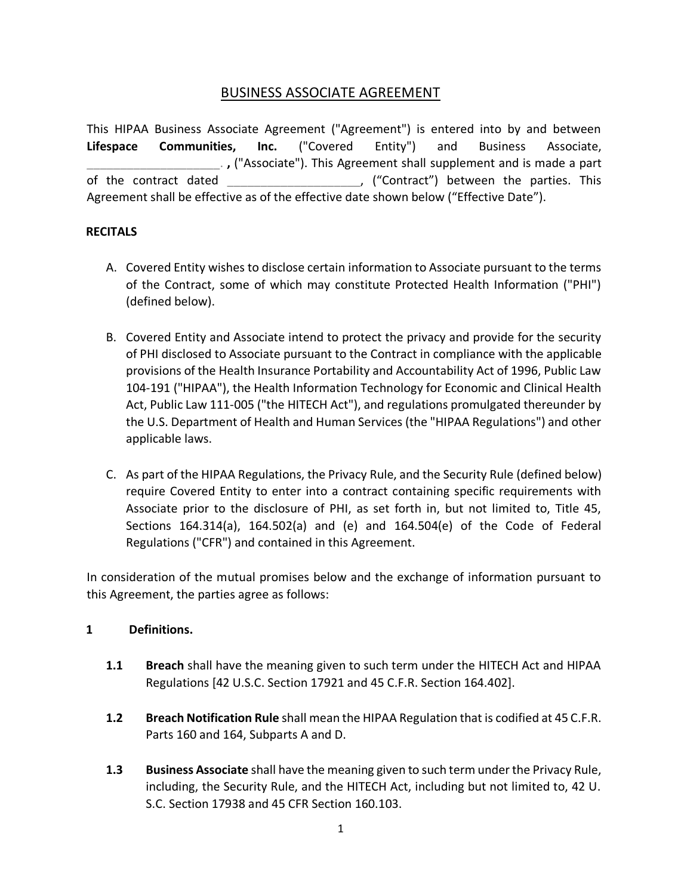# BUSINESS ASSOCIATE AGREEMENT

This HIPAA Business Associate Agreement ("Agreement") is entered into by and between **Lifespace Communities, Inc.** ("Covered Entity") and Business Associate, \_\_\_\_\_\_\_\_\_\_\_\_\_\_\_\_\_\_\_\_ **,** ("Associate"). This Agreement shall supplement and is made a part of the contract dated \_\_\_\_\_\_\_\_\_\_\_\_\_\_\_\_\_\_\_\_, ("Contract") between the parties. This Agreement shall be effective as of the effective date shown below ("Effective Date").

**RECITALS**

A. Covered Entity wishes to disclose certain information to Associate pursuant to the terms of the Contract, some of which may constitute Protected Health Information ("PHI") (defined below).

B. Covered Entity and Associate intend to protect the privacy and provide for the security of PHI disclosed to Associate pursuant to the Contract in compliance with the applicable provisions of the Health Insurance Portability and Accountability Act of 1996, Public Law 104-191 ("HIPAA"), the Health Information Technology for Economic and Clinical Health Act, Public Law 111-005 ("the HITECH Act"), and regulations promulgated thereunder by the U.S. Department of Health and Human Services (the "HIPAA Regulations") and other applicable laws.

C. As part of the HIPAA Regulations, the Privacy Rule, and the Security Rule (defined below) require Covered Entity to enter into a contract containing specific requirements with Associate prior to the disclosure of PHI, as set forth in, but not limited to, Title 45, Sections 164.314(a), 164.502(a) and (e) and 164.504(e) of the Code of Federal Regulations ("CFR") and contained in this Agreement.

In consideration of the mutual promises below and the exchange of information pursuant to this Agreement, the parties agree as follows:

**1 Definitions.**

**1.1 Breach** shall have the meaning given to such term under the HITECH Act and HIPAA Regulations [42 U.S.C. Section 17921 and 45 C.F.R. Section 164.402].

**1.2 Breach Notification Rule** shall mean the HIPAA Regulation that is codified at 45 C.F.R. Parts 160 and 164, Subparts A and D.

**1.3 Business Associate** shall have the meaning given to such term under the Privacy Rule, including, the Security Rule, and the HITECH Act, including but not limited to, 42 U. S.C. Section 17938 and 45 CFR Section 160.103.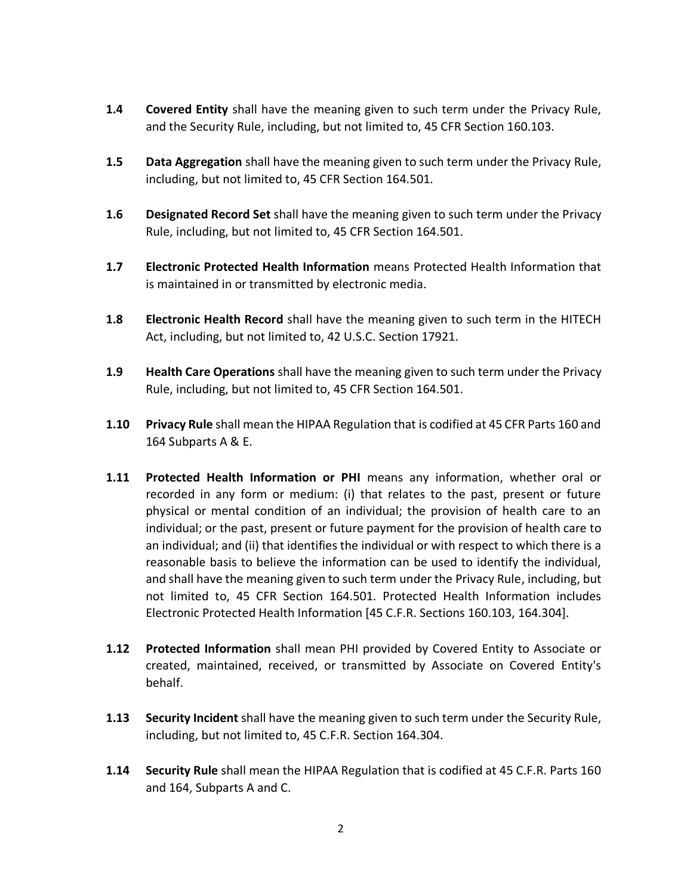**1.4** **Covered Entity** shall have the meaning given to such term under the Privacy Rule, and the Security Rule, including, but not limited to, 45 CFR Section 160.103.

**1.5** **Data Aggregation** shall have the meaning given to such term under the Privacy Rule, including, but not limited to, 45 CFR Section 164.501.

**1.6** **Designated Record Set** shall have the meaning given to such term under the Privacy Rule, including, but not limited to, 45 CFR Section 164.501.

**1.7** **Electronic Protected Health Information** means Protected Health Information that is maintained in or transmitted by electronic media.

**1.8** **Electronic Health Record** shall have the meaning given to such term in the HITECH Act, including, but not limited to, 42 U.S.C. Section 17921.

**1.9** **Health Care Operations** shall have the meaning given to such term under the Privacy Rule, including, but not limited to, 45 CFR Section 164.501.

**1.10** **Privacy Rule** shall mean the HIPAA Regulation that is codified at 45 CFR Parts 160 and 164 Subparts A & E.

**1.11** **Protected Health Information or PHI** means any information, whether oral or recorded in any form or medium: (i) that relates to the past, present or future physical or mental condition of an individual; the provision of health care to an individual; or the past, present or future payment for the provision of health care to an individual; and (ii) that identifies the individual or with respect to which there is a reasonable basis to believe the information can be used to identify the individual, and shall have the meaning given to such term under the Privacy Rule, including, but not limited to, 45 CFR Section 164.501. Protected Health Information includes Electronic Protected Health Information [45 C.F.R. Sections 160.103, 164.304].

**1.12** **Protected Information** shall mean PHI provided by Covered Entity to Associate or created, maintained, received, or transmitted by Associate on Covered Entity's behalf.

**1.13** **Security Incident** shall have the meaning given to such term under the Security Rule, including, but not limited to, 45 C.F.R. Section 164.304.

**1.14** **Security Rule** shall mean the HIPAA Regulation that is codified at 45 C.F.R. Parts 160 and 164, Subparts A and C.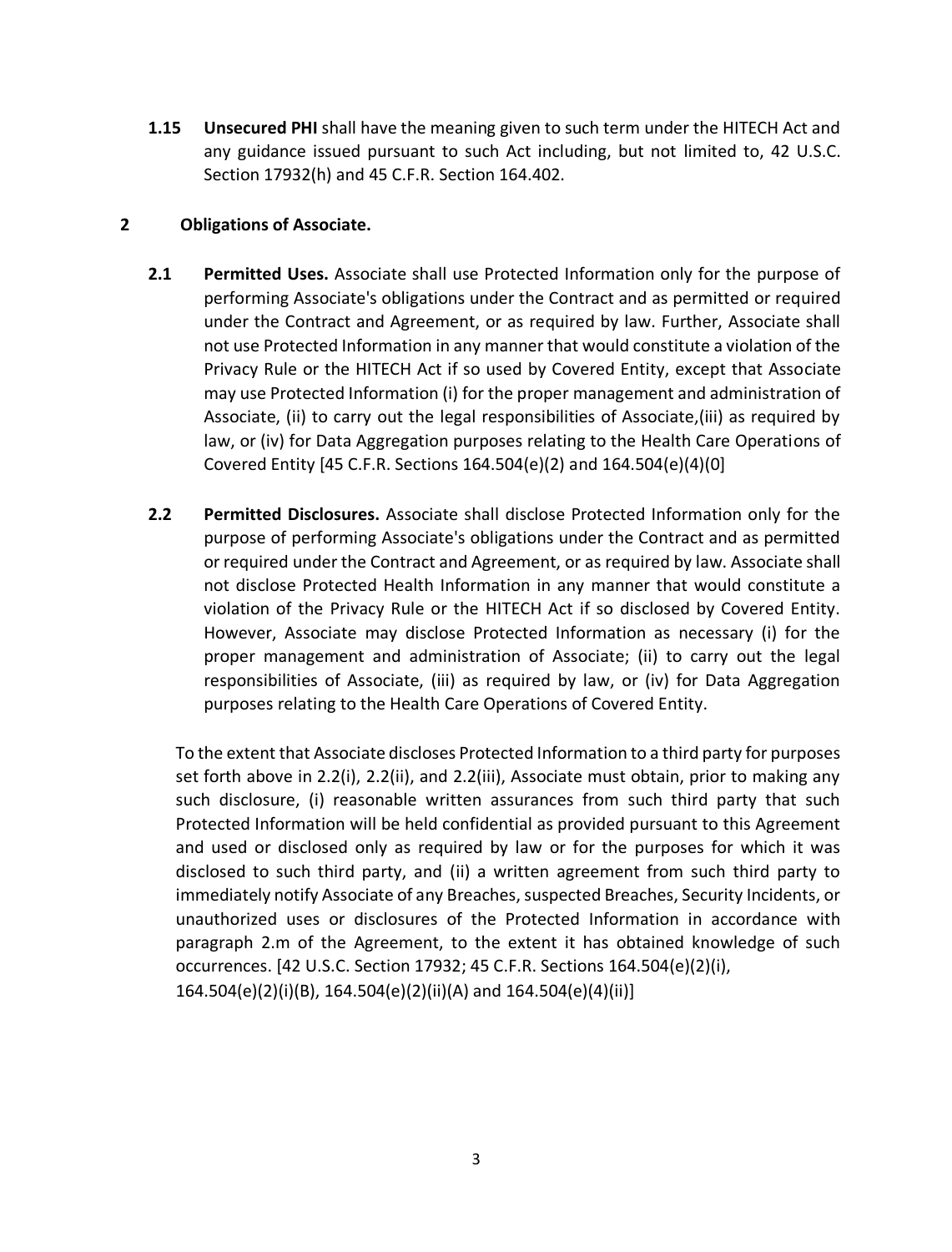**1.15 Unsecured PHI** shall have the meaning given to such term under the HITECH Act and any guidance issued pursuant to such Act including, but not limited to, 42 U.S.C. Section 17932(h) and 45 C.F.R. Section 164.402.

## 2 Obligations of Associate.

**2.1 Permitted Uses.** Associate shall use Protected Information only for the purpose of performing Associate's obligations under the Contract and as permitted or required under the Contract and Agreement, or as required by law. Further, Associate shall not use Protected Information in any manner that would constitute a violation of the Privacy Rule or the HITECH Act if so used by Covered Entity, except that Associate may use Protected Information (i) for the proper management and administration of Associate, (ii) to carry out the legal responsibilities of Associate,(iii) as required by law, or (iv) for Data Aggregation purposes relating to the Health Care Operations of Covered Entity [45 C.F.R. Sections 164.504(e)(2) and 164.504(e)(4)(0]

**2.2 Permitted Disclosures.** Associate shall disclose Protected Information only for the purpose of performing Associate's obligations under the Contract and as permitted or required under the Contract and Agreement, or as required by law. Associate shall not disclose Protected Health Information in any manner that would constitute a violation of the Privacy Rule or the HITECH Act if so disclosed by Covered Entity. However, Associate may disclose Protected Information as necessary (i) for the proper management and administration of Associate; (ii) to carry out the legal responsibilities of Associate, (iii) as required by law, or (iv) for Data Aggregation purposes relating to the Health Care Operations of Covered Entity.

To the extent that Associate discloses Protected Information to a third party for purposes set forth above in 2.2(i), 2.2(ii), and 2.2(iii), Associate must obtain, prior to making any such disclosure, (i) reasonable written assurances from such third party that such Protected Information will be held confidential as provided pursuant to this Agreement and used or disclosed only as required by law or for the purposes for which it was disclosed to such third party, and (ii) a written agreement from such third party to immediately notify Associate of any Breaches, suspected Breaches, Security Incidents, or unauthorized uses or disclosures of the Protected Information in accordance with paragraph 2.m of the Agreement, to the extent it has obtained knowledge of such occurrences. [42 U.S.C. Section 17932; 45 C.F.R. Sections 164.504(e)(2)(i), 164.504(e)(2)(i)(B), 164.504(e)(2)(ii)(A) and 164.504(e)(4)(ii)]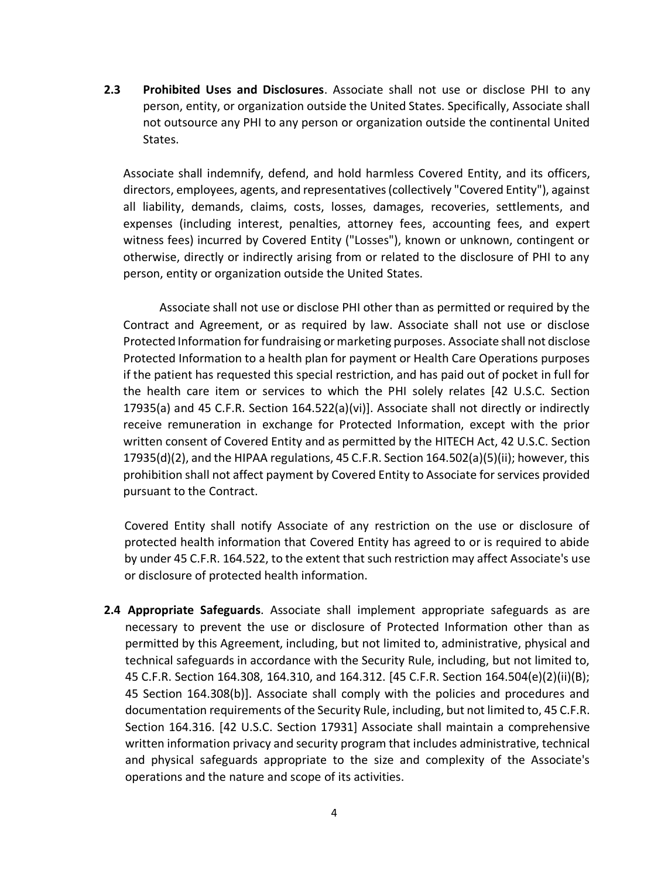**2.3 Prohibited Uses and Disclosures**. Associate shall not use or disclose PHI to any person, entity, or organization outside the United States. Specifically, Associate shall not outsource any PHI to any person or organization outside the continental United States.

Associate shall indemnify, defend, and hold harmless Covered Entity, and its officers, directors, employees, agents, and representatives (collectively "Covered Entity"), against all liability, demands, claims, costs, losses, damages, recoveries, settlements, and expenses (including interest, penalties, attorney fees, accounting fees, and expert witness fees) incurred by Covered Entity ("Losses"), known or unknown, contingent or otherwise, directly or indirectly arising from or related to the disclosure of PHI to any person, entity or organization outside the United States.

Associate shall not use or disclose PHI other than as permitted or required by the Contract and Agreement, or as required by law. Associate shall not use or disclose Protected Information for fundraising or marketing purposes. Associate shall not disclose Protected Information to a health plan for payment or Health Care Operations purposes if the patient has requested this special restriction, and has paid out of pocket in full for the health care item or services to which the PHI solely relates [42 U.S.C. Section 17935(a) and 45 C.F.R. Section 164.522(a)(vi)]. Associate shall not directly or indirectly receive remuneration in exchange for Protected Information, except with the prior written consent of Covered Entity and as permitted by the HITECH Act, 42 U.S.C. Section 17935(d)(2), and the HIPAA regulations, 45 C.F.R. Section 164.502(a)(5)(ii); however, this prohibition shall not affect payment by Covered Entity to Associate for services provided pursuant to the Contract.

Covered Entity shall notify Associate of any restriction on the use or disclosure of protected health information that Covered Entity has agreed to or is required to abide by under 45 C.F.R. 164.522, to the extent that such restriction may affect Associate's use or disclosure of protected health information.

**2.4 Appropriate Safeguards**. Associate shall implement appropriate safeguards as are necessary to prevent the use or disclosure of Protected Information other than as permitted by this Agreement, including, but not limited to, administrative, physical and technical safeguards in accordance with the Security Rule, including, but not limited to, 45 C.F.R. Section 164.308, 164.310, and 164.312. [45 C.F.R. Section 164.504(e)(2)(ii)(B); 45 Section 164.308(b)]. Associate shall comply with the policies and procedures and documentation requirements of the Security Rule, including, but not limited to, 45 C.F.R. Section 164.316. [42 U.S.C. Section 17931] Associate shall maintain a comprehensive written information privacy and security program that includes administrative, technical and physical safeguards appropriate to the size and complexity of the Associate's operations and the nature and scope of its activities.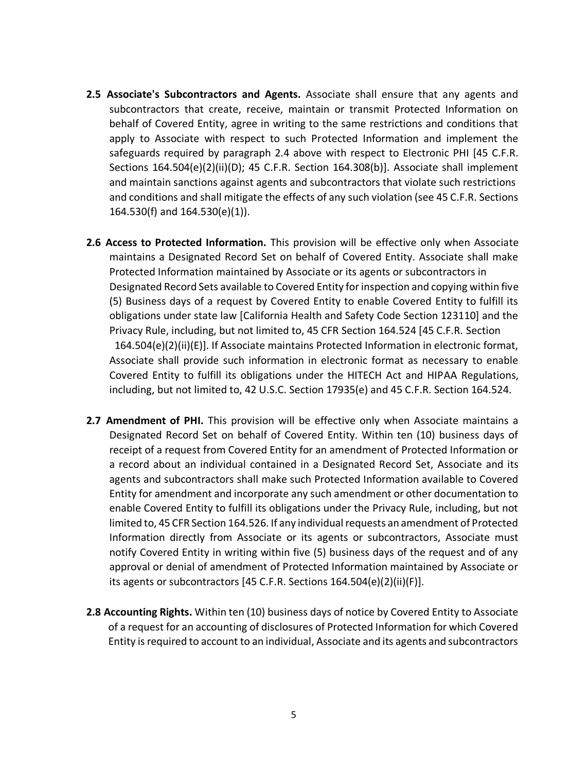**2.5 Associate's Subcontractors and Agents.** Associate shall ensure that any agents and subcontractors that create, receive, maintain or transmit Protected Information on behalf of Covered Entity, agree in writing to the same restrictions and conditions that apply to Associate with respect to such Protected Information and implement the safeguards required by paragraph 2.4 above with respect to Electronic PHI [45 C.F.R. Sections 164.504(e)(2)(ii)(D); 45 C.F.R. Section 164.308(b)]. Associate shall implement and maintain sanctions against agents and subcontractors that violate such restrictions and conditions and shall mitigate the effects of any such violation (see 45 C.F.R. Sections 164.530(f) and 164.530(e)(1)).

**2.6 Access to Protected Information.** This provision will be effective only when Associate maintains a Designated Record Set on behalf of Covered Entity. Associate shall make Protected Information maintained by Associate or its agents or subcontractors in Designated Record Sets available to Covered Entity for inspection and copying within five (5) Business days of a request by Covered Entity to enable Covered Entity to fulfill its obligations under state law [California Health and Safety Code Section 123110] and the Privacy Rule, including, but not limited to, 45 CFR Section 164.524 [45 C.F.R. Section 164.504(e)(2)(ii)(E)]. If Associate maintains Protected Information in electronic format, Associate shall provide such information in electronic format as necessary to enable Covered Entity to fulfill its obligations under the HITECH Act and HIPAA Regulations, including, but not limited to, 42 U.S.C. Section 17935(e) and 45 C.F.R. Section 164.524.

**2.7 Amendment of PHI.** This provision will be effective only when Associate maintains a Designated Record Set on behalf of Covered Entity. Within ten (10) business days of receipt of a request from Covered Entity for an amendment of Protected Information or a record about an individual contained in a Designated Record Set, Associate and its agents and subcontractors shall make such Protected Information available to Covered Entity for amendment and incorporate any such amendment or other documentation to enable Covered Entity to fulfill its obligations under the Privacy Rule, including, but not limited to, 45 CFR Section 164.526. If any individual requests an amendment of Protected Information directly from Associate or its agents or subcontractors, Associate must notify Covered Entity in writing within five (5) business days of the request and of any approval or denial of amendment of Protected Information maintained by Associate or its agents or subcontractors [45 C.F.R. Sections 164.504(e)(2)(ii)(F)].

**2.8 Accounting Rights.** Within ten (10) business days of notice by Covered Entity to Associate of a request for an accounting of disclosures of Protected Information for which Covered Entity is required to account to an individual, Associate and its agents and subcontractors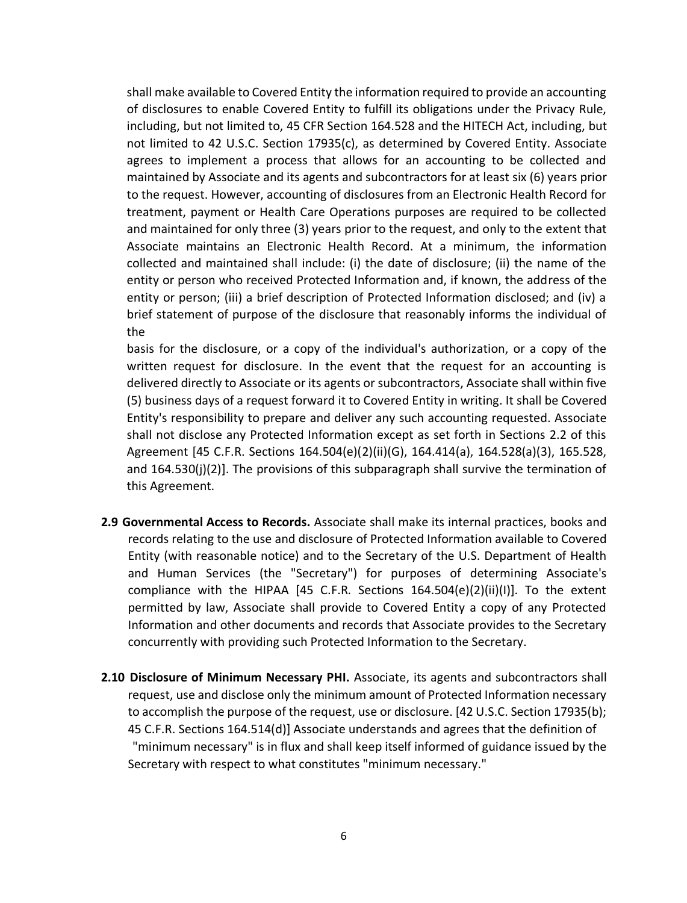shall make available to Covered Entity the information required to provide an accounting of disclosures to enable Covered Entity to fulfill its obligations under the Privacy Rule, including, but not limited to, 45 CFR Section 164.528 and the HITECH Act, including, but not limited to 42 U.S.C. Section 17935(c), as determined by Covered Entity. Associate agrees to implement a process that allows for an accounting to be collected and maintained by Associate and its agents and subcontractors for at least six (6) years prior to the request. However, accounting of disclosures from an Electronic Health Record for treatment, payment or Health Care Operations purposes are required to be collected and maintained for only three (3) years prior to the request, and only to the extent that Associate maintains an Electronic Health Record. At a minimum, the information collected and maintained shall include: (i) the date of disclosure; (ii) the name of the entity or person who received Protected Information and, if known, the address of the entity or person; (iii) a brief description of Protected Information disclosed; and (iv) a brief statement of purpose of the disclosure that reasonably informs the individual of the

basis for the disclosure, or a copy of the individual's authorization, or a copy of the written request for disclosure. In the event that the request for an accounting is delivered directly to Associate or its agents or subcontractors, Associate shall within five (5) business days of a request forward it to Covered Entity in writing. It shall be Covered Entity's responsibility to prepare and deliver any such accounting requested. Associate shall not disclose any Protected Information except as set forth in Sections 2.2 of this Agreement [45 C.F.R. Sections 164.504(e)(2)(ii)(G), 164.414(a), 164.528(a)(3), 165.528, and 164.530(j)(2)]. The provisions of this subparagraph shall survive the termination of this Agreement.

**2.9 Governmental Access to Records.** Associate shall make its internal practices, books and records relating to the use and disclosure of Protected Information available to Covered Entity (with reasonable notice) and to the Secretary of the U.S. Department of Health and Human Services (the "Secretary") for purposes of determining Associate's compliance with the HIPAA [45 C.F.R. Sections 164.504(e)(2)(ii)(I)]. To the extent permitted by law, Associate shall provide to Covered Entity a copy of any Protected Information and other documents and records that Associate provides to the Secretary concurrently with providing such Protected Information to the Secretary.

**2.10 Disclosure of Minimum Necessary PHI.** Associate, its agents and subcontractors shall request, use and disclose only the minimum amount of Protected Information necessary to accomplish the purpose of the request, use or disclosure. [42 U.S.C. Section 17935(b); 45 C.F.R. Sections 164.514(d)] Associate understands and agrees that the definition of "minimum necessary" is in flux and shall keep itself informed of guidance issued by the Secretary with respect to what constitutes "minimum necessary."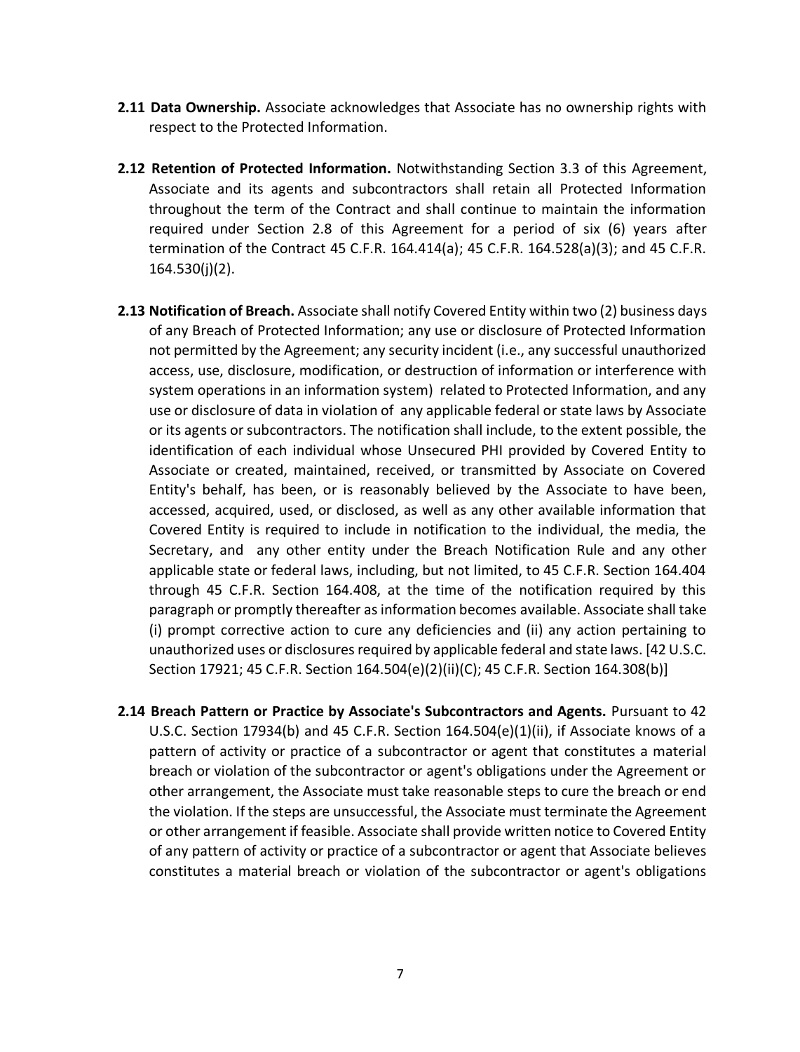**2.11 Data Ownership.** Associate acknowledges that Associate has no ownership rights with respect to the Protected Information.

**2.12 Retention of Protected Information.** Notwithstanding Section 3.3 of this Agreement, Associate and its agents and subcontractors shall retain all Protected Information throughout the term of the Contract and shall continue to maintain the information required under Section 2.8 of this Agreement for a period of six (6) years after termination of the Contract 45 C.F.R. 164.414(a); 45 C.F.R. 164.528(a)(3); and 45 C.F.R. 164.530(j)(2).

**2.13 Notification of Breach.** Associate shall notify Covered Entity within two (2) business days of any Breach of Protected Information; any use or disclosure of Protected Information not permitted by the Agreement; any security incident (i.e., any successful unauthorized access, use, disclosure, modification, or destruction of information or interference with system operations in an information system) related to Protected Information, and any use or disclosure of data in violation of any applicable federal or state laws by Associate or its agents or subcontractors. The notification shall include, to the extent possible, the identification of each individual whose Unsecured PHI provided by Covered Entity to Associate or created, maintained, received, or transmitted by Associate on Covered Entity's behalf, has been, or is reasonably believed by the Associate to have been, accessed, acquired, used, or disclosed, as well as any other available information that Covered Entity is required to include in notification to the individual, the media, the Secretary, and any other entity under the Breach Notification Rule and any other applicable state or federal laws, including, but not limited, to 45 C.F.R. Section 164.404 through 45 C.F.R. Section 164.408, at the time of the notification required by this paragraph or promptly thereafter as information becomes available. Associate shall take (i) prompt corrective action to cure any deficiencies and (ii) any action pertaining to unauthorized uses or disclosures required by applicable federal and state laws. [42 U.S.C. Section 17921; 45 C.F.R. Section 164.504(e)(2)(ii)(C); 45 C.F.R. Section 164.308(b)]

**2.14 Breach Pattern or Practice by Associate's Subcontractors and Agents.** Pursuant to 42 U.S.C. Section 17934(b) and 45 C.F.R. Section 164.504(e)(1)(ii), if Associate knows of a pattern of activity or practice of a subcontractor or agent that constitutes a material breach or violation of the subcontractor or agent's obligations under the Agreement or other arrangement, the Associate must take reasonable steps to cure the breach or end the violation. If the steps are unsuccessful, the Associate must terminate the Agreement or other arrangement if feasible. Associate shall provide written notice to Covered Entity of any pattern of activity or practice of a subcontractor or agent that Associate believes constitutes a material breach or violation of the subcontractor or agent's obligations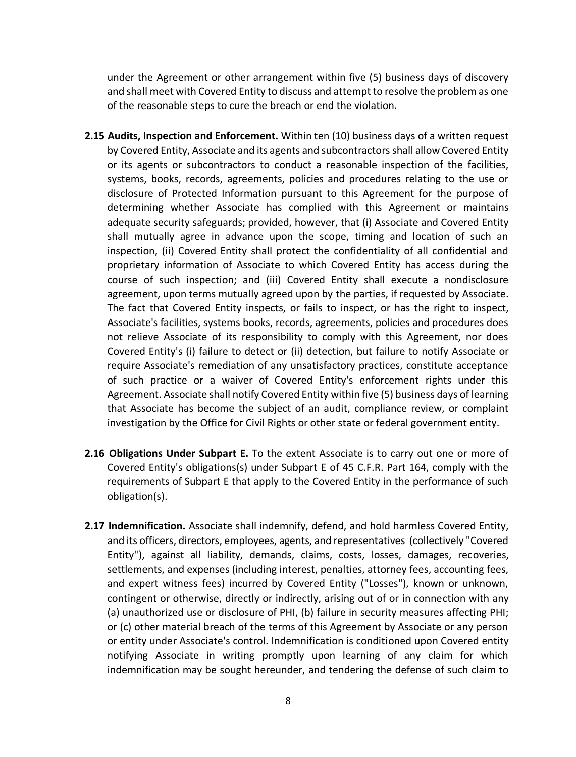under the Agreement or other arrangement within five (5) business days of discovery and shall meet with Covered Entity to discuss and attempt to resolve the problem as one of the reasonable steps to cure the breach or end the violation.

**2.15 Audits, Inspection and Enforcement.** Within ten (10) business days of a written request by Covered Entity, Associate and its agents and subcontractors shall allow Covered Entity or its agents or subcontractors to conduct a reasonable inspection of the facilities, systems, books, records, agreements, policies and procedures relating to the use or disclosure of Protected Information pursuant to this Agreement for the purpose of determining whether Associate has complied with this Agreement or maintains adequate security safeguards; provided, however, that (i) Associate and Covered Entity shall mutually agree in advance upon the scope, timing and location of such an inspection, (ii) Covered Entity shall protect the confidentiality of all confidential and proprietary information of Associate to which Covered Entity has access during the course of such inspection; and (iii) Covered Entity shall execute a nondisclosure agreement, upon terms mutually agreed upon by the parties, if requested by Associate. The fact that Covered Entity inspects, or fails to inspect, or has the right to inspect, Associate's facilities, systems books, records, agreements, policies and procedures does not relieve Associate of its responsibility to comply with this Agreement, nor does Covered Entity's (i) failure to detect or (ii) detection, but failure to notify Associate or require Associate's remediation of any unsatisfactory practices, constitute acceptance of such practice or a waiver of Covered Entity's enforcement rights under this Agreement. Associate shall notify Covered Entity within five (5) business days of learning that Associate has become the subject of an audit, compliance review, or complaint investigation by the Office for Civil Rights or other state or federal government entity.

**2.16 Obligations Under Subpart E.** To the extent Associate is to carry out one or more of Covered Entity's obligations(s) under Subpart E of 45 C.F.R. Part 164, comply with the requirements of Subpart E that apply to the Covered Entity in the performance of such obligation(s).

**2.17 Indemnification.** Associate shall indemnify, defend, and hold harmless Covered Entity, and its officers, directors, employees, agents, and representatives (collectively "Covered Entity"), against all liability, demands, claims, costs, losses, damages, recoveries, settlements, and expenses (including interest, penalties, attorney fees, accounting fees, and expert witness fees) incurred by Covered Entity ("Losses"), known or unknown, contingent or otherwise, directly or indirectly, arising out of or in connection with any (a) unauthorized use or disclosure of PHI, (b) failure in security measures affecting PHI; or (c) other material breach of the terms of this Agreement by Associate or any person or entity under Associate's control. Indemnification is conditioned upon Covered entity notifying Associate in writing promptly upon learning of any claim for which indemnification may be sought hereunder, and tendering the defense of such claim to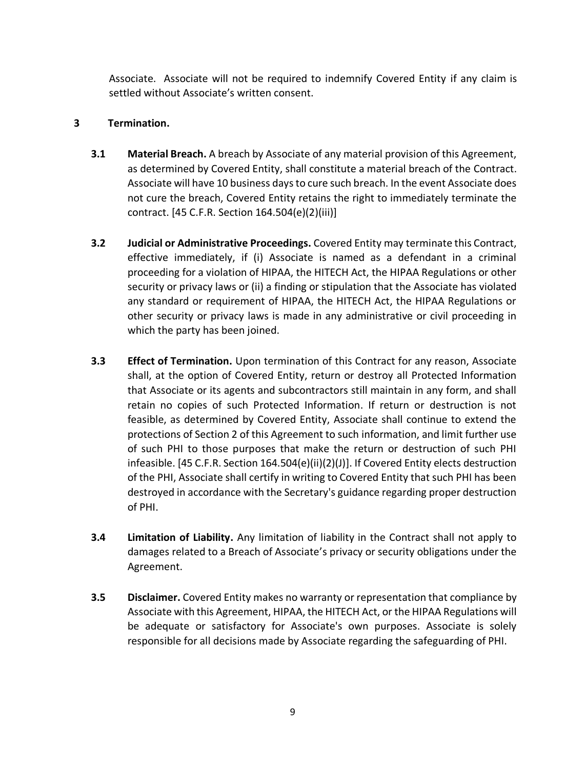Associate. Associate will not be required to indemnify Covered Entity if any claim is settled without Associate's written consent.

## 3 Termination.

**3.1 Material Breach.** A breach by Associate of any material provision of this Agreement, as determined by Covered Entity, shall constitute a material breach of the Contract. Associate will have 10 business days to cure such breach. In the event Associate does not cure the breach, Covered Entity retains the right to immediately terminate the contract. [45 C.F.R. Section 164.504(e)(2)(iii)]

**3.2 Judicial or Administrative Proceedings.** Covered Entity may terminate this Contract, effective immediately, if (i) Associate is named as a defendant in a criminal proceeding for a violation of HIPAA, the HITECH Act, the HIPAA Regulations or other security or privacy laws or (ii) a finding or stipulation that the Associate has violated any standard or requirement of HIPAA, the HITECH Act, the HIPAA Regulations or other security or privacy laws is made in any administrative or civil proceeding in which the party has been joined.

**3.3 Effect of Termination.** Upon termination of this Contract for any reason, Associate shall, at the option of Covered Entity, return or destroy all Protected Information that Associate or its agents and subcontractors still maintain in any form, and shall retain no copies of such Protected Information. If return or destruction is not feasible, as determined by Covered Entity, Associate shall continue to extend the protections of Section 2 of this Agreement to such information, and limit further use of such PHI to those purposes that make the return or destruction of such PHI infeasible. [45 C.F.R. Section 164.504(e)(ii)(2)(J)]. If Covered Entity elects destruction of the PHI, Associate shall certify in writing to Covered Entity that such PHI has been destroyed in accordance with the Secretary's guidance regarding proper destruction of PHI.

**3.4 Limitation of Liability.** Any limitation of liability in the Contract shall not apply to damages related to a Breach of Associate's privacy or security obligations under the Agreement.

**3.5 Disclaimer.** Covered Entity makes no warranty or representation that compliance by Associate with this Agreement, HIPAA, the HITECH Act, or the HIPAA Regulations will be adequate or satisfactory for Associate's own purposes. Associate is solely responsible for all decisions made by Associate regarding the safeguarding of PHI.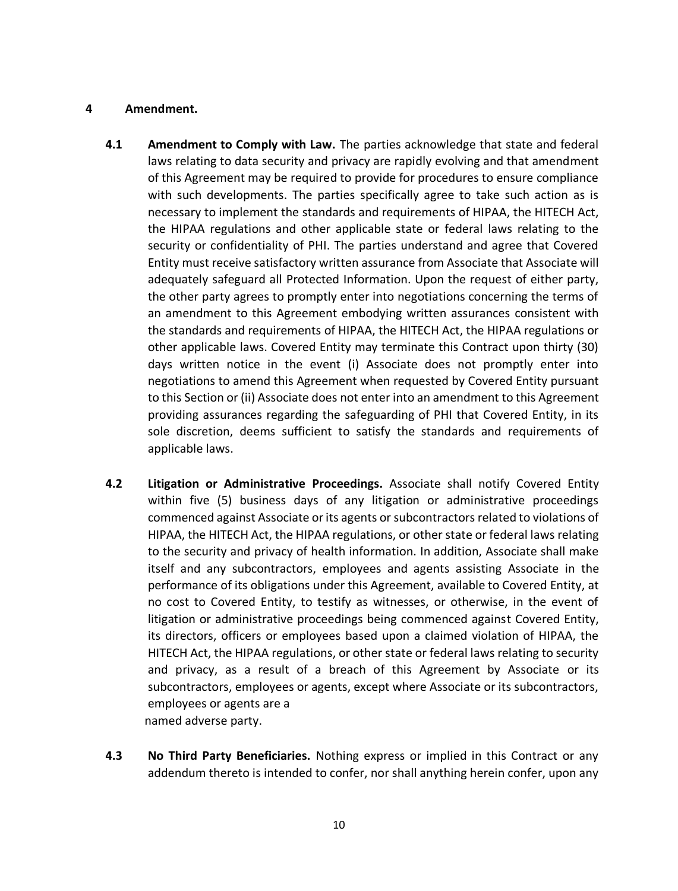## 4 Amendment.

**4.1 Amendment to Comply with Law.** The parties acknowledge that state and federal laws relating to data security and privacy are rapidly evolving and that amendment of this Agreement may be required to provide for procedures to ensure compliance with such developments. The parties specifically agree to take such action as is necessary to implement the standards and requirements of HIPAA, the HITECH Act, the HIPAA regulations and other applicable state or federal laws relating to the security or confidentiality of PHI. The parties understand and agree that Covered Entity must receive satisfactory written assurance from Associate that Associate will adequately safeguard all Protected Information. Upon the request of either party, the other party agrees to promptly enter into negotiations concerning the terms of an amendment to this Agreement embodying written assurances consistent with the standards and requirements of HIPAA, the HITECH Act, the HIPAA regulations or other applicable laws. Covered Entity may terminate this Contract upon thirty (30) days written notice in the event (i) Associate does not promptly enter into negotiations to amend this Agreement when requested by Covered Entity pursuant to this Section or (ii) Associate does not enter into an amendment to this Agreement providing assurances regarding the safeguarding of PHI that Covered Entity, in its sole discretion, deems sufficient to satisfy the standards and requirements of applicable laws.

**4.2 Litigation or Administrative Proceedings.** Associate shall notify Covered Entity within five (5) business days of any litigation or administrative proceedings commenced against Associate or its agents or subcontractors related to violations of HIPAA, the HITECH Act, the HIPAA regulations, or other state or federal laws relating to the security and privacy of health information. In addition, Associate shall make itself and any subcontractors, employees and agents assisting Associate in the performance of its obligations under this Agreement, available to Covered Entity, at no cost to Covered Entity, to testify as witnesses, or otherwise, in the event of litigation or administrative proceedings being commenced against Covered Entity, its directors, officers or employees based upon a claimed violation of HIPAA, the HITECH Act, the HIPAA regulations, or other state or federal laws relating to security and privacy, as a result of a breach of this Agreement by Associate or its subcontractors, employees or agents, except where Associate or its subcontractors, employees or agents are a named adverse party.

**4.3 No Third Party Beneficiaries.** Nothing express or implied in this Contract or any addendum thereto is intended to confer, nor shall anything herein confer, upon any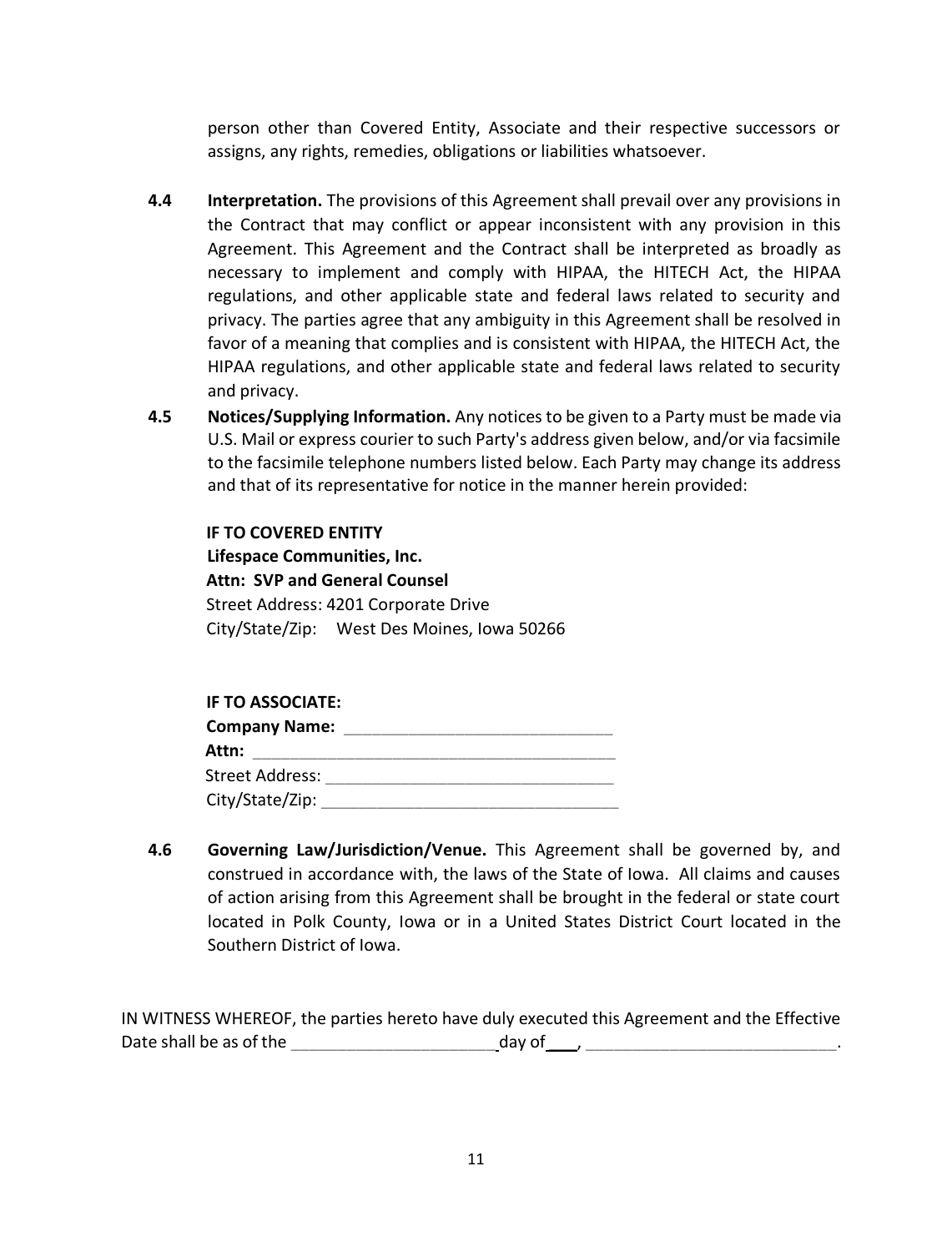person other than Covered Entity, Associate and their respective successors or assigns, any rights, remedies, obligations or liabilities whatsoever.

**4.4 Interpretation.** The provisions of this Agreement shall prevail over any provisions in the Contract that may conflict or appear inconsistent with any provision in this Agreement. This Agreement and the Contract shall be interpreted as broadly as necessary to implement and comply with HIPAA, the HITECH Act, the HIPAA regulations, and other applicable state and federal laws related to security and privacy. The parties agree that any ambiguity in this Agreement shall be resolved in favor of a meaning that complies and is consistent with HIPAA, the HITECH Act, the HIPAA regulations, and other applicable state and federal laws related to security and privacy.

**4.5 Notices/Supplying Information.** Any notices to be given to a Party must be made via U.S. Mail or express courier to such Party's address given below, and/or via facsimile to the facsimile telephone numbers listed below. Each Party may change its address and that of its representative for notice in the manner herein provided:

**IF TO COVERED ENTITY**
**Lifespace Communities, Inc.**
**Attn: SVP and General Counsel**
Street Address: 4201 Corporate Drive
City/State/Zip: West Des Moines, Iowa 50266

**IF TO ASSOCIATE:**
**Company Name:** ____________________________
**Attn:** ________________________________________
Street Address: ______________________________
City/State/Zip: _______________________________

**4.6 Governing Law/Jurisdiction/Venue.** This Agreement shall be governed by, and construed in accordance with, the laws of the State of Iowa. All claims and causes of action arising from this Agreement shall be brought in the federal or state court located in Polk County, Iowa or in a United States District Court located in the Southern District of Iowa.

IN WITNESS WHEREOF, the parties hereto have duly executed this Agreement and the Effective Date shall be as of the ______________________ day of ___, ___________________________.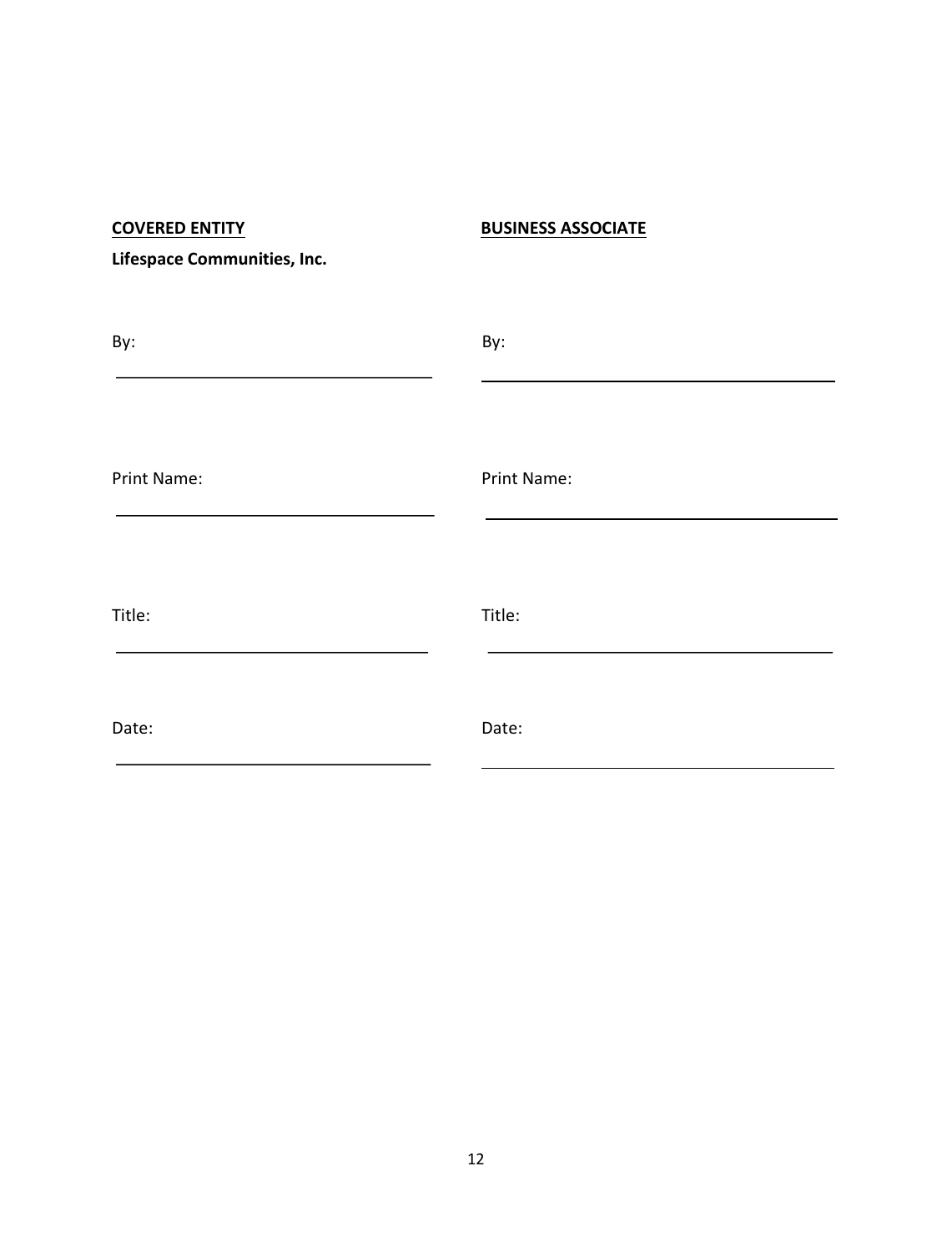| **<u>COVERED ENTITY</u>** | **<u>BUSINESS ASSOCIATE</u>** |
|---|---|
| **Lifespace Communities, Inc.** | |
| By: ______________________ | By: ______________________ |
| Print Name: ______________________ | Print Name: ______________________ |
| Title: ______________________ | Title: ______________________ |
| Date: ______________________ | Date: ______________________ |